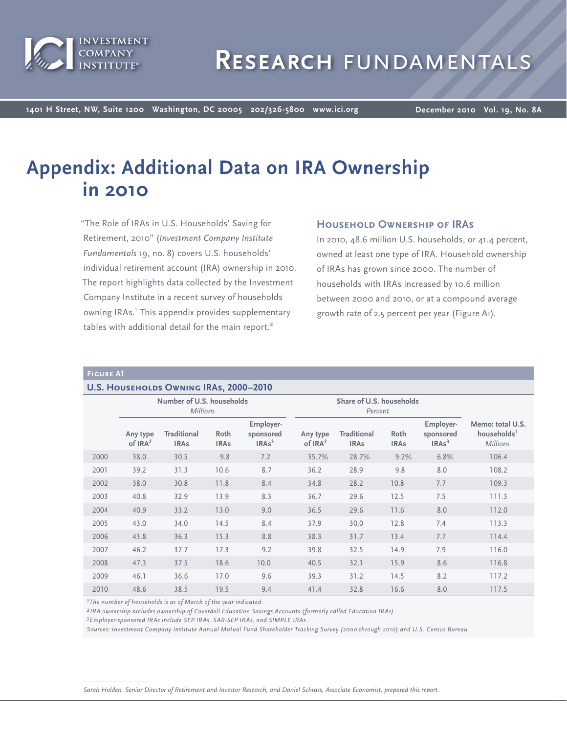# Appendix: Additional Data on IRA Ownership in 2010

"The Role of IRAs in U.S. Households' Saving for Retirement, 2010" (*Investment Company Institute Fundamentals* 19, no. 8) covers U.S. households' individual retirement account (IRA) ownership in 2010. The report highlights data collected by the Investment Company Institute in a recent survey of households owning IRAs.[1] This appendix provides supplementary tables with additional detail for the main report.[2]

## Household Ownership of IRAs

In 2010, 48.6 million U.S. households, or 41.4 percent, owned at least one type of IRA. Household ownership of IRAs has grown since 2000. The number of households with IRAs increased by 10.6 million between 2000 and 2010, or at a compound average growth rate of 2.5 percent per year (Figure A1).

**Figure A1**

**U.S. Households Owning IRAs, 2000–2010**

| | Number of U.S. households *Millions* | | | | Share of U.S. households *Percent* | | | | |
|---|---|---|---|---|---|---|---|---|---|
| | Any type of IRA[2] | Traditional IRAs | Roth IRAs | Employer-sponsored IRAs[3] | Any type of IRA[2] | Traditional IRAs | Roth IRAs | Employer-sponsored IRAs[3] | Memo: total U.S. households[1] *Millions* |
| 2000 | 38.0 | 30.5 | 9.8 | 7.2 | 35.7% | 28.7% | 9.2% | 6.8% | 106.4 |
| 2001 | 39.2 | 31.3 | 10.6 | 8.7 | 36.2 | 28.9 | 9.8 | 8.0 | 108.2 |
| 2002 | 38.0 | 30.8 | 11.8 | 8.4 | 34.8 | 28.2 | 10.8 | 7.7 | 109.3 |
| 2003 | 40.8 | 32.9 | 13.9 | 8.3 | 36.7 | 29.6 | 12.5 | 7.5 | 111.3 |
| 2004 | 40.9 | 33.2 | 13.0 | 9.0 | 36.5 | 29.6 | 11.6 | 8.0 | 112.0 |
| 2005 | 43.0 | 34.0 | 14.5 | 8.4 | 37.9 | 30.0 | 12.8 | 7.4 | 113.3 |
| 2006 | 43.8 | 36.3 | 15.3 | 8.8 | 38.3 | 31.7 | 13.4 | 7.7 | 114.4 |
| 2007 | 46.2 | 37.7 | 17.3 | 9.2 | 39.8 | 32.5 | 14.9 | 7.9 | 116.0 |
| 2008 | 47.3 | 37.5 | 18.6 | 10.0 | 40.5 | 32.1 | 15.9 | 8.6 | 116.8 |
| 2009 | 46.1 | 36.6 | 17.0 | 9.6 | 39.3 | 31.2 | 14.5 | 8.2 | 117.2 |
| 2010 | 48.6 | 38.5 | 19.5 | 9.4 | 41.4 | 32.8 | 16.6 | 8.0 | 117.5 |

*[1] The number of households is as of March of the year indicated.*

*[2] IRA ownership excludes ownership of Coverdell Education Savings Accounts (formerly called Education IRAs).*

*[3] Employer-sponsored IRAs include SEP IRAs, SAR-SEP IRAs, and SIMPLE IRAs.*

*Sources: Investment Company Institute Annual Mutual Fund Shareholder Tracking Survey (2000 through 2010) and U.S. Census Bureau*

---

*Sarah Holden, Senior Director of Retirement and Investor Research, and Daniel Schrass, Associate Economist, prepared this report.*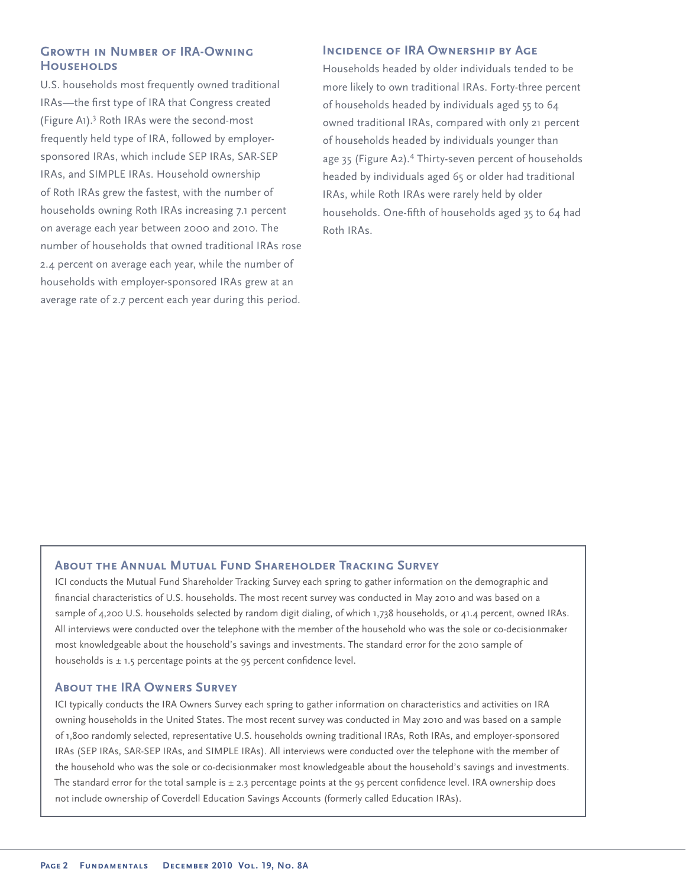## Growth in Number of IRA-Owning Households

U.S. households most frequently owned traditional IRAs—the first type of IRA that Congress created (Figure A1).[3] Roth IRAs were the second-most frequently held type of IRA, followed by employer-sponsored IRAs, which include SEP IRAs, SAR-SEP IRAs, and SIMPLE IRAs. Household ownership of Roth IRAs grew the fastest, with the number of households owning Roth IRAs increasing 7.1 percent on average each year between 2000 and 2010. The number of households that owned traditional IRAs rose 2.4 percent on average each year, while the number of households with employer-sponsored IRAs grew at an average rate of 2.7 percent each year during this period.

## Incidence of IRA Ownership by Age

Households headed by older individuals tended to be more likely to own traditional IRAs. Forty-three percent of households headed by individuals aged 55 to 64 owned traditional IRAs, compared with only 21 percent of households headed by individuals younger than age 35 (Figure A2).[4] Thirty-seven percent of households headed by individuals aged 65 or older had traditional IRAs, while Roth IRAs were rarely held by older households. One-fifth of households aged 35 to 64 had Roth IRAs.

### About the Annual Mutual Fund Shareholder Tracking Survey

ICI conducts the Mutual Fund Shareholder Tracking Survey each spring to gather information on the demographic and financial characteristics of U.S. households. The most recent survey was conducted in May 2010 and was based on a sample of 4,200 U.S. households selected by random digit dialing, of which 1,738 households, or 41.4 percent, owned IRAs. All interviews were conducted over the telephone with the member of the household who was the sole or co-decisionmaker most knowledgeable about the household's savings and investments. The standard error for the 2010 sample of households is ± 1.5 percentage points at the 95 percent confidence level.

### About the IRA Owners Survey

ICI typically conducts the IRA Owners Survey each spring to gather information on characteristics and activities on IRA owning households in the United States. The most recent survey was conducted in May 2010 and was based on a sample of 1,800 randomly selected, representative U.S. households owning traditional IRAs, Roth IRAs, and employer-sponsored IRAs (SEP IRAs, SAR-SEP IRAs, and SIMPLE IRAs). All interviews were conducted over the telephone with the member of the household who was the sole or co-decisionmaker most knowledgeable about the household's savings and investments. The standard error for the total sample is ± 2.3 percentage points at the 95 percent confidence level. IRA ownership does not include ownership of Coverdell Education Savings Accounts (formerly called Education IRAs).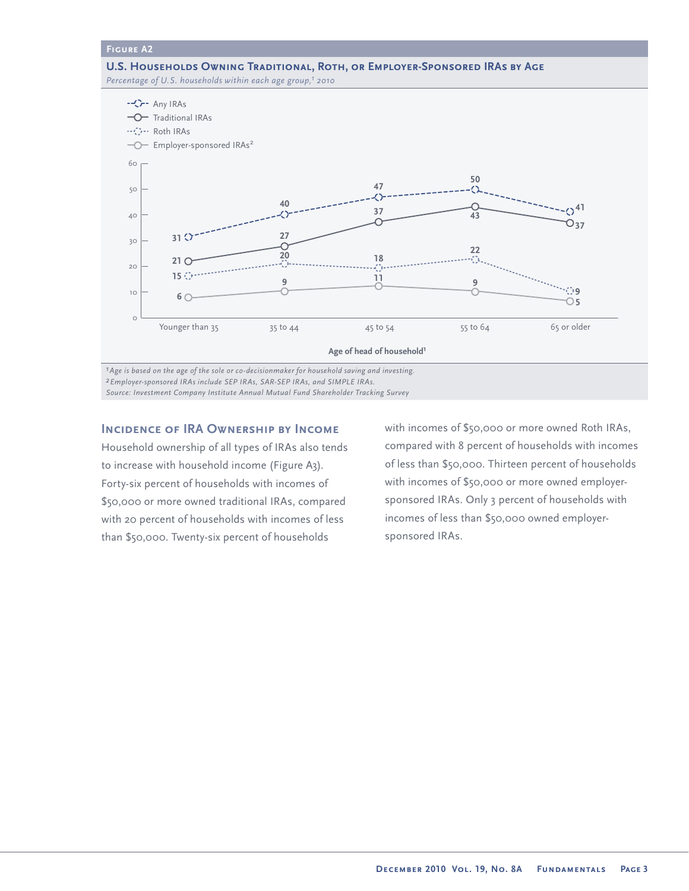**Figure A2**

**U.S. Households Owning Traditional, Roth, or Employer-Sponsored IRAs by Age**

*Percentage of U.S. households within each age group,[1] 2010*

| Age of head of household[1] | Any IRAs | Traditional IRAs | Roth IRAs | Employer-sponsored IRAs[2] |
|---|---|---|---|---|
| Younger than 35 | 31 | 21 | 15 | 6 |
| 35 to 44 | 40 | 27 | 20 | 9 |
| 45 to 54 | 47 | 37 | 18 | 11 |
| 55 to 64 | 50 | 43 | 22 | 9 |
| 65 or older | 41 | 37 | 9 | 5 |

*[1]Age is based on the age of the sole or co-decisionmaker for household saving and investing.*

*[2]Employer-sponsored IRAs include SEP IRAs, SAR-SEP IRAs, and SIMPLE IRAs.*

*Source: Investment Company Institute Annual Mutual Fund Shareholder Tracking Survey*

## Incidence of IRA Ownership by Income

Household ownership of all types of IRAs also tends to increase with household income (Figure A3). Forty-six percent of households with incomes of $50,000 or more owned traditional IRAs, compared with 20 percent of households with incomes of less than $50,000. Twenty-six percent of households with incomes of $50,000 or more owned Roth IRAs, compared with 8 percent of households with incomes of less than $50,000. Thirteen percent of households with incomes of $50,000 or more owned employer-sponsored IRAs. Only 3 percent of households with incomes of less than $50,000 owned employer-sponsored IRAs.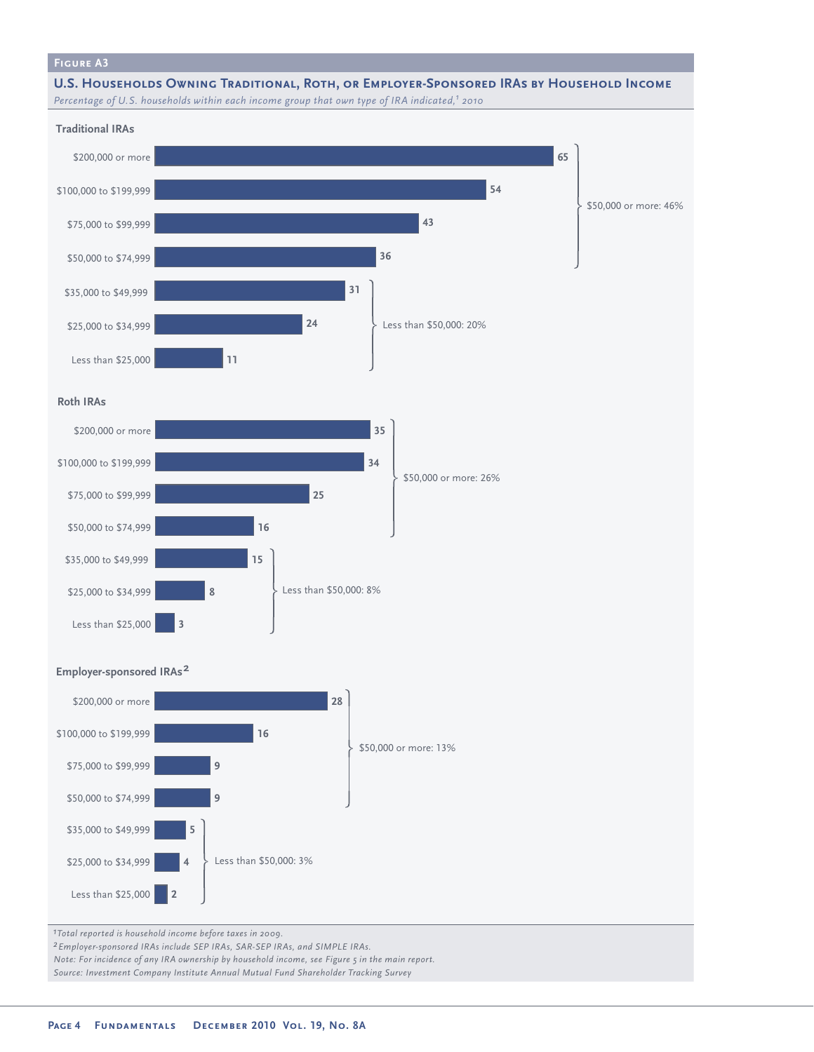**Figure A3**

## U.S. Households Owning Traditional, Roth, or Employer-Sponsored IRAs by Household Income

*Percentage of U.S. households within each income group that own type of IRA indicated,[1] 2010*

### Traditional IRAs

| Household income | Percent |
|---|---|
| $200,000 or more | 65 |
| $100,000 to $199,999 | 54 |
| $75,000 to $99,999 | 43 |
| $50,000 to $74,999 | 36 |
| $35,000 to $49,999 | 31 |
| $25,000 to $34,999 | 24 |
| Less than $25,000 | 11 |

$50,000 or more: 46%

Less than $50,000: 20%

### Roth IRAs

| Household income | Percent |
|---|---|
| $200,000 or more | 35 |
| $100,000 to $199,999 | 34 |
| $75,000 to $99,999 | 25 |
| $50,000 to $74,999 | 16 |
| $35,000 to $49,999 | 15 |
| $25,000 to $34,999 | 8 |
| Less than $25,000 | 3 |

$50,000 or more: 26%

Less than $50,000: 8%

### Employer-sponsored IRAs[2]

| Household income | Percent |
|---|---|
| $200,000 or more | 28 |
| $100,000 to $199,999 | 16 |
| $75,000 to $99,999 | 9 |
| $50,000 to $74,999 | 9 |
| $35,000 to $49,999 | 5 |
| $25,000 to $34,999 | 4 |
| Less than $25,000 | 2 |

$50,000 or more: 13%

Less than $50,000: 3%

[1]*Total reported is household income before taxes in 2009.*

[2]*Employer-sponsored IRAs include SEP IRAs, SAR-SEP IRAs, and SIMPLE IRAs.*

*Note: For incidence of any IRA ownership by household income, see Figure 5 in the main report.*

*Source: Investment Company Institute Annual Mutual Fund Shareholder Tracking Survey*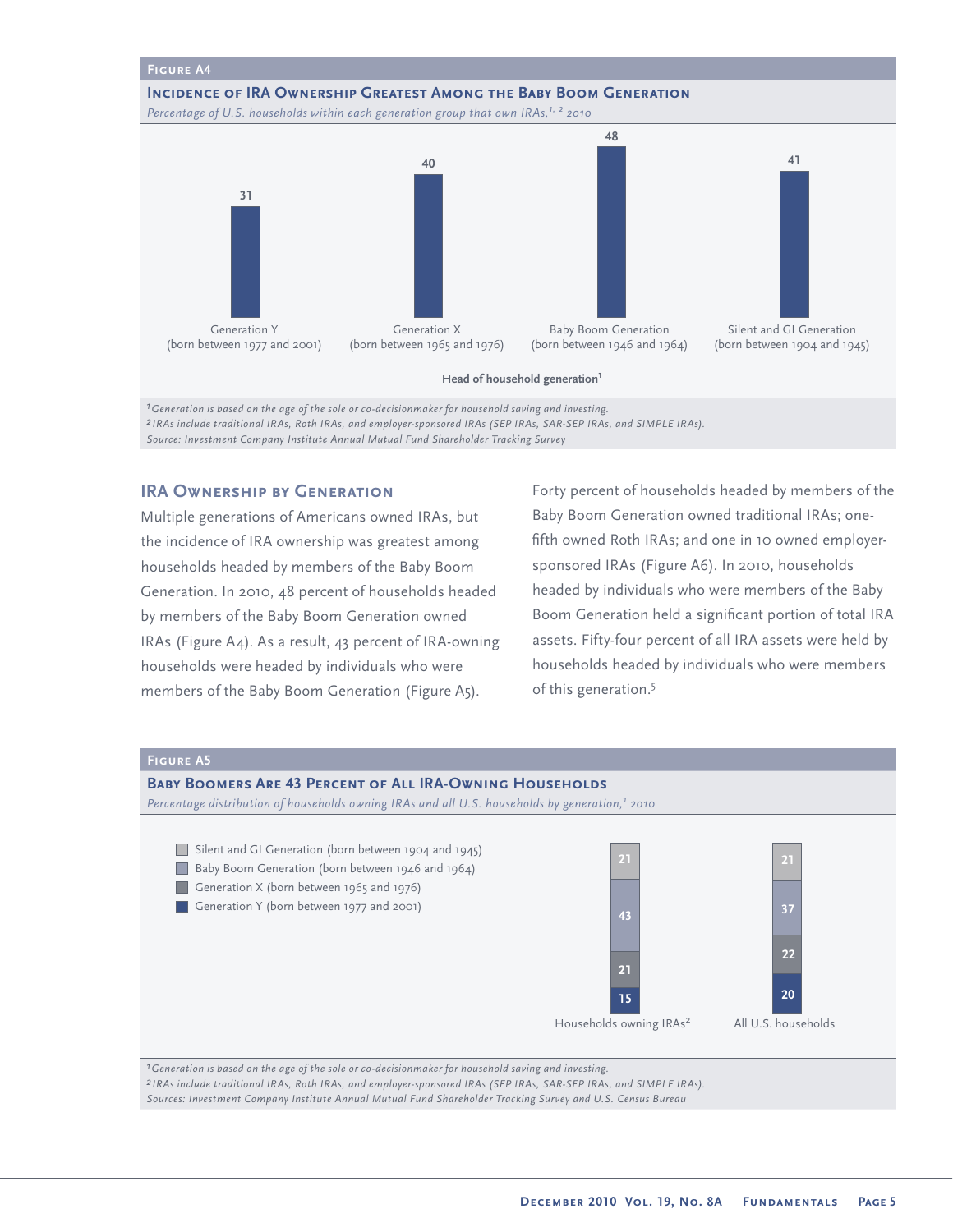**Figure A4**

**Incidence of IRA Ownership Greatest Among the Baby Boom Generation**

*Percentage of U.S. households within each generation group that own IRAs,[1, 2] 2010*

| Head of household generation[1] | Percent |
|---|---|
| Generation Y (born between 1977 and 2001) | 31 |
| Generation X (born between 1965 and 1976) | 40 |
| Baby Boom Generation (born between 1946 and 1964) | 48 |
| Silent and GI Generation (born between 1904 and 1945) | 41 |

*[1]Generation is based on the age of the sole or co-decisionmaker for household saving and investing.*
*[2]IRAs include traditional IRAs, Roth IRAs, and employer-sponsored IRAs (SEP IRAs, SAR-SEP IRAs, and SIMPLE IRAs).*
*Source: Investment Company Institute Annual Mutual Fund Shareholder Tracking Survey*

## IRA Ownership by Generation

Multiple generations of Americans owned IRAs, but the incidence of IRA ownership was greatest among households headed by members of the Baby Boom Generation. In 2010, 48 percent of households headed by members of the Baby Boom Generation owned IRAs (Figure A4). As a result, 43 percent of IRA-owning households were headed by individuals who were members of the Baby Boom Generation (Figure A5).

Forty percent of households headed by members of the Baby Boom Generation owned traditional IRAs; one-fifth owned Roth IRAs; and one in 10 owned employer-sponsored IRAs (Figure A6). In 2010, households headed by individuals who were members of the Baby Boom Generation held a significant portion of total IRA assets. Fifty-four percent of all IRA assets were held by households headed by individuals who were members of this generation.[5]

**Figure A5**

**Baby Boomers Are 43 Percent of All IRA-Owning Households**

*Percentage distribution of households owning IRAs and all U.S. households by generation,[1] 2010*

| Generation | Households owning IRAs[2] | All U.S. households |
|---|---|---|
| Silent and GI Generation (born between 1904 and 1945) | 21 | 21 |
| Baby Boom Generation (born between 1946 and 1964) | 43 | 37 |
| Generation X (born between 1965 and 1976) | 21 | 22 |
| Generation Y (born between 1977 and 2001) | 15 | 20 |

*[1]Generation is based on the age of the sole or co-decisionmaker for household saving and investing.*
*[2]IRAs include traditional IRAs, Roth IRAs, and employer-sponsored IRAs (SEP IRAs, SAR-SEP IRAs, and SIMPLE IRAs).*
*Sources: Investment Company Institute Annual Mutual Fund Shareholder Tracking Survey and U.S. Census Bureau*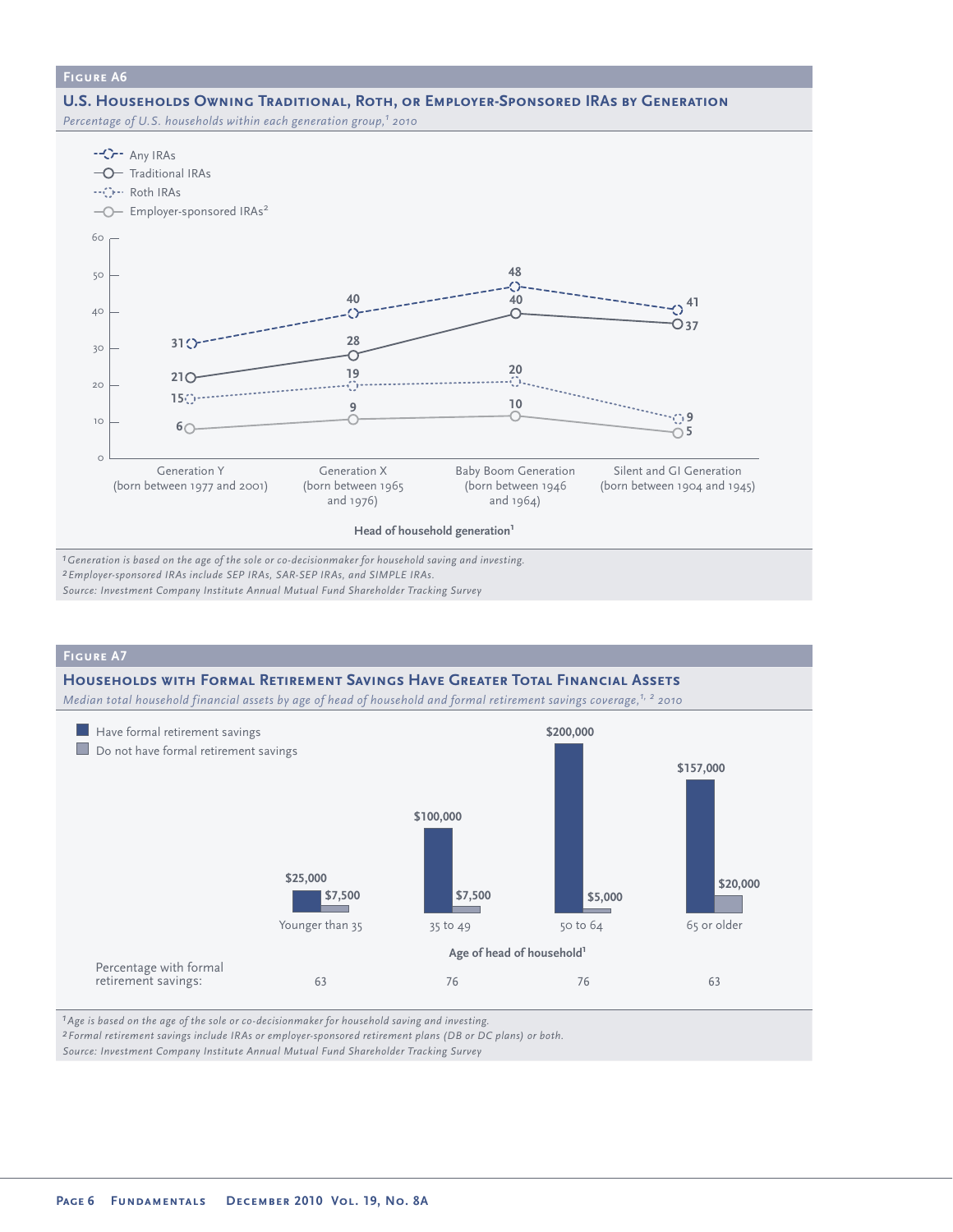**Figure A6**

**U.S. Households Owning Traditional, Roth, or Employer-Sponsored IRAs by Generation**

*Percentage of U.S. households within each generation group,[1] 2010*

| Head of household generation[1] | Any IRAs | Traditional IRAs | Roth IRAs | Employer-sponsored IRAs[2] |
|---|---|---|---|---|
| Generation Y (born between 1977 and 2001) | 31 | 21 | 15 | 6 |
| Generation X (born between 1965 and 1976) | 40 | 28 | 19 | 9 |
| Baby Boom Generation (born between 1946 and 1964) | 48 | 40 | 20 | 10 |
| Silent and GI Generation (born between 1904 and 1945) | 41 | 37 | 9 | 5 |

[1] *Generation is based on the age of the sole or co-decisionmaker for household saving and investing.*

[2] *Employer-sponsored IRAs include SEP IRAs, SAR-SEP IRAs, and SIMPLE IRAs.*

*Source: Investment Company Institute Annual Mutual Fund Shareholder Tracking Survey*

**Figure A7**

**Households with Formal Retirement Savings Have Greater Total Financial Assets**

*Median total household financial assets by age of head of household and formal retirement savings coverage,[1, 2] 2010*

| Age of head of household[1] | Have formal retirement savings | Do not have formal retirement savings | Percentage with formal retirement savings |
|---|---|---|---|
| Younger than 35 | $25,000 | $7,500 | 63 |
| 35 to 49 | $100,000 | $7,500 | 76 |
| 50 to 64 | $200,000 | $5,000 | 76 |
| 65 or older | $157,000 | $20,000 | 63 |

[1] *Age is based on the age of the sole or co-decisionmaker for household saving and investing.*

[2] *Formal retirement savings include IRAs or employer-sponsored retirement plans (DB or DC plans) or both.*

*Source: Investment Company Institute Annual Mutual Fund Shareholder Tracking Survey*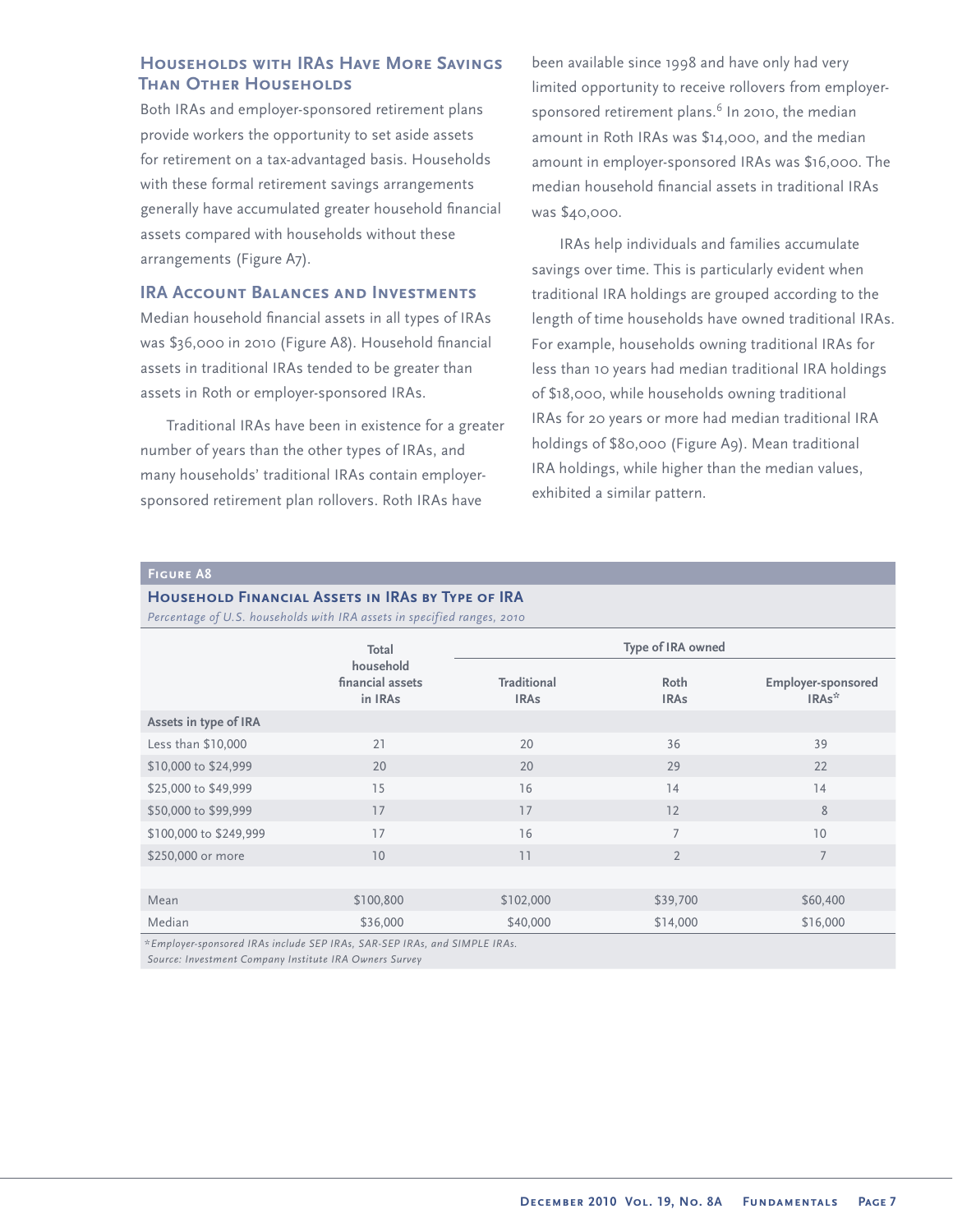## Households with IRAs Have More Savings Than Other Households

Both IRAs and employer-sponsored retirement plans provide workers the opportunity to set aside assets for retirement on a tax-advantaged basis. Households with these formal retirement savings arrangements generally have accumulated greater household financial assets compared with households without these arrangements (Figure A7).

## IRA Account Balances and Investments

Median household financial assets in all types of IRAs was $36,000 in 2010 (Figure A8). Household financial assets in traditional IRAs tended to be greater than assets in Roth or employer-sponsored IRAs.

Traditional IRAs have been in existence for a greater number of years than the other types of IRAs, and many households' traditional IRAs contain employer-sponsored retirement plan rollovers. Roth IRAs have been available since 1998 and have only had very limited opportunity to receive rollovers from employer-sponsored retirement plans.[6] In 2010, the median amount in Roth IRAs was $14,000, and the median amount in employer-sponsored IRAs was $16,000. The median household financial assets in traditional IRAs was $40,000.

IRAs help individuals and families accumulate savings over time. This is particularly evident when traditional IRA holdings are grouped according to the length of time households have owned traditional IRAs. For example, households owning traditional IRAs for less than 10 years had median traditional IRA holdings of $18,000, while households owning traditional IRAs for 20 years or more had median traditional IRA holdings of $80,000 (Figure A9). Mean traditional IRA holdings, while higher than the median values, exhibited a similar pattern.

**Figure A8**

**Household Financial Assets in IRAs by Type of IRA**

*Percentage of U.S. households with IRA assets in specified ranges, 2010*

| | Total household financial assets in IRAs | Type of IRA owned | | |
|---|---|---|---|---|
| | | Traditional IRAs | Roth IRAs | Employer-sponsored IRAs* |
| **Assets in type of IRA** | | | | |
| Less than $10,000 | 21 | 20 | 36 | 39 |
| $10,000 to $24,999 | 20 | 20 | 29 | 22 |
| $25,000 to $49,999 | 15 | 16 | 14 | 14 |
| $50,000 to $99,999 | 17 | 17 | 12 | 8 |
| $100,000 to $249,999 | 17 | 16 | 7 | 10 |
| $250,000 or more | 10 | 11 | 2 | 7 |
| | | | | |
| Mean | $100,800 | $102,000 | $39,700 | $60,400 |
| Median | $36,000 | $40,000 | $14,000 | $16,000 |

*\*Employer-sponsored IRAs include SEP IRAs, SAR-SEP IRAs, and SIMPLE IRAs.*
*Source: Investment Company Institute IRA Owners Survey*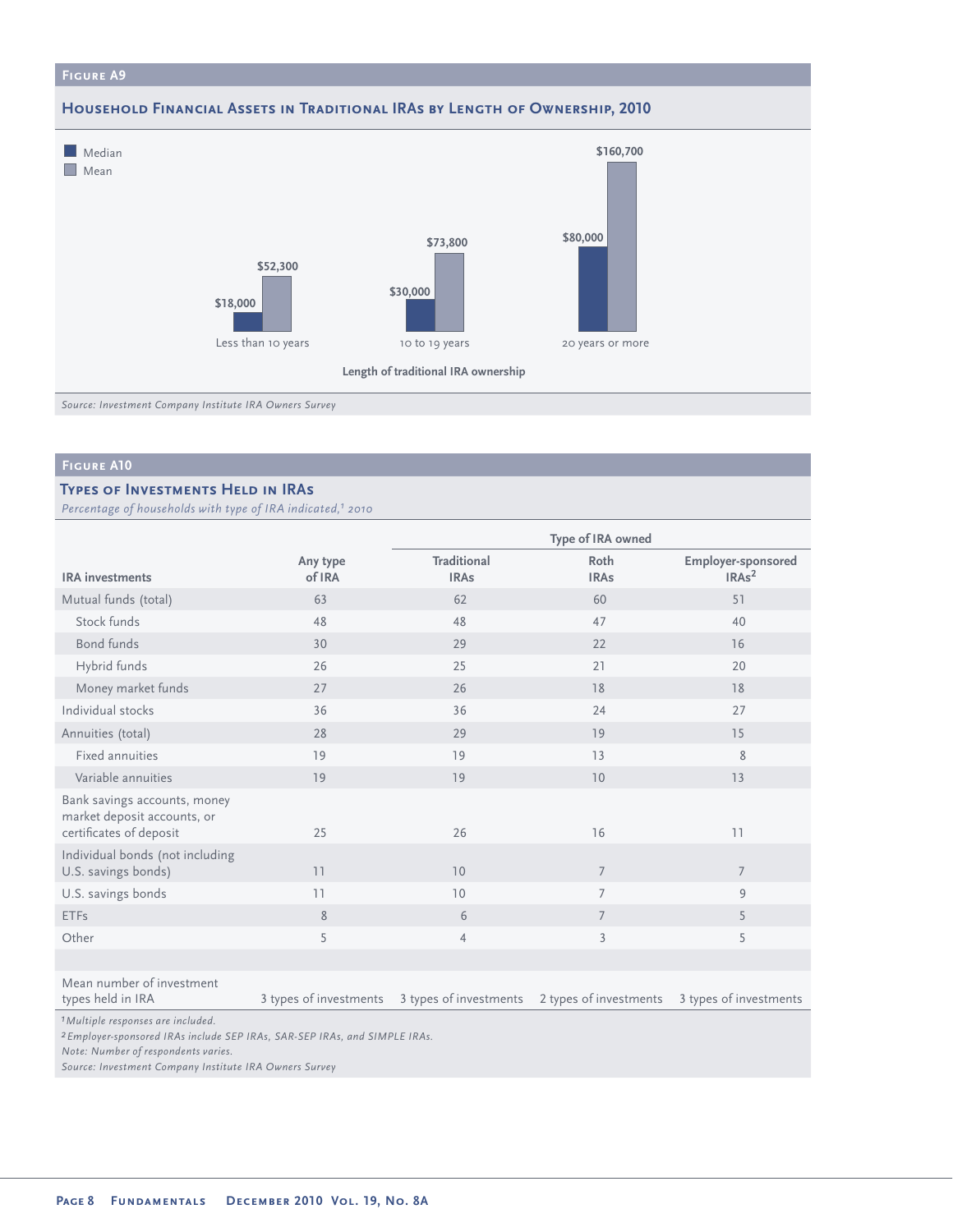## Figure A9

### Household Financial Assets in Traditional IRAs by Length of Ownership, 2010

| Length of traditional IRA ownership | Median | Mean |
|---|---|---|
| Less than 10 years | $18,000 | $52,300 |
| 10 to 19 years | $30,000 | $73,800 |
| 20 years or more | $80,000 | $160,700 |

*Source: Investment Company Institute IRA Owners Survey*

## Figure A10

### Types of Investments Held in IRAs

*Percentage of households with type of IRA indicated,[1] 2010*

| | | Type of IRA owned | | |
|---|---|---|---|---|
| IRA investments | Any type of IRA | Traditional IRAs | Roth IRAs | Employer-sponsored IRAs[2] |
| Mutual funds (total) | 63 | 62 | 60 | 51 |
| Stock funds | 48 | 48 | 47 | 40 |
| Bond funds | 30 | 29 | 22 | 16 |
| Hybrid funds | 26 | 25 | 21 | 20 |
| Money market funds | 27 | 26 | 18 | 18 |
| Individual stocks | 36 | 36 | 24 | 27 |
| Annuities (total) | 28 | 29 | 19 | 15 |
| Fixed annuities | 19 | 19 | 13 | 8 |
| Variable annuities | 19 | 19 | 10 | 13 |
| Bank savings accounts, money market deposit accounts, or certificates of deposit | 25 | 26 | 16 | 11 |
| Individual bonds (not including U.S. savings bonds) | 11 | 10 | 7 | 7 |
| U.S. savings bonds | 11 | 10 | 7 | 9 |
| ETFs | 8 | 6 | 7 | 5 |
| Other | 5 | 4 | 3 | 5 |
| Mean number of investment types held in IRA | 3 types of investments | 3 types of investments | 2 types of investments | 3 types of investments |

*[1] Multiple responses are included.*
*[2] Employer-sponsored IRAs include SEP IRAs, SAR-SEP IRAs, and SIMPLE IRAs.*
*Note: Number of respondents varies.*
*Source: Investment Company Institute IRA Owners Survey*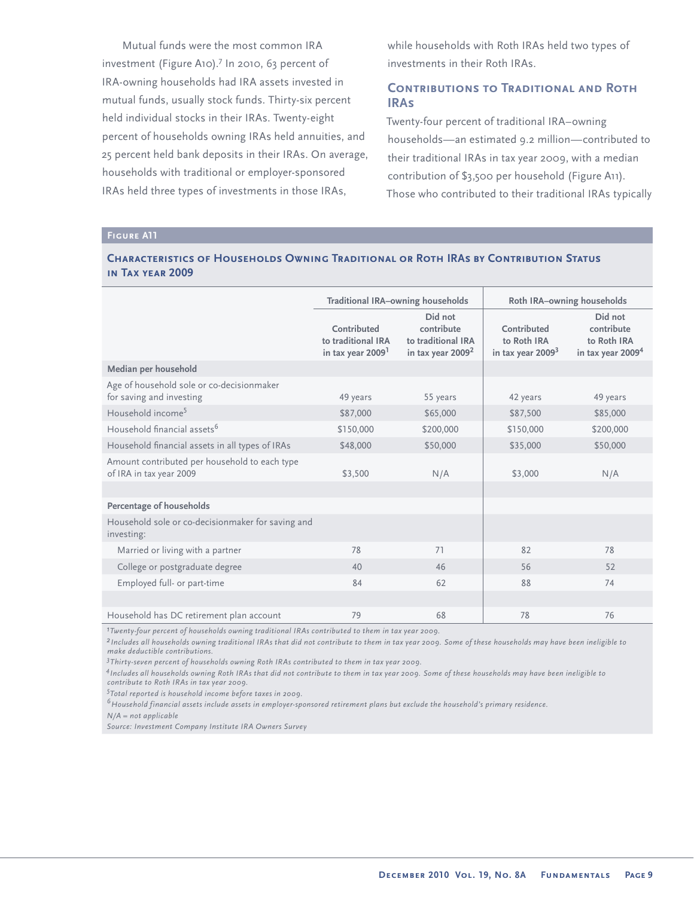Mutual funds were the most common IRA investment (Figure A10).[7] In 2010, 63 percent of IRA-owning households had IRA assets invested in mutual funds, usually stock funds. Thirty-six percent held individual stocks in their IRAs. Twenty-eight percent of households owning IRAs held annuities, and 25 percent held bank deposits in their IRAs. On average, households with traditional or employer-sponsored IRAs held three types of investments in those IRAs, while households with Roth IRAs held two types of investments in their Roth IRAs.

## Contributions to Traditional and Roth IRAs

Twenty-four percent of traditional IRA–owning households—an estimated 9.2 million—contributed to their traditional IRAs in tax year 2009, with a median contribution of $3,500 per household (Figure A11). Those who contributed to their traditional IRAs typically

**Figure A11**

**Characteristics of Households Owning Traditional or Roth IRAs by Contribution Status in Tax year 2009**

| | Traditional IRA–owning households | | Roth IRA–owning households | |
|---|---|---|---|---|
| | Contributed to traditional IRA in tax year 2009[1] | Did not contribute to traditional IRA in tax year 2009[2] | Contributed to Roth IRA in tax year 2009[3] | Did not contribute to Roth IRA in tax year 2009[4] |
| **Median per household** | | | | |
| Age of household sole or co-decisionmaker for saving and investing | 49 years | 55 years | 42 years | 49 years |
| Household income[5] | $87,000 | $65,000 | $87,500 | $85,000 |
| Household financial assets[6] | $150,000 | $200,000 | $150,000 | $200,000 |
| Household financial assets in all types of IRAs | $48,000 | $50,000 | $35,000 | $50,000 |
| Amount contributed per household to each type of IRA in tax year 2009 | $3,500 | N/A | $3,000 | N/A |
| **Percentage of households** | | | | |
| Household sole or co-decisionmaker for saving and investing: | | | | |
| Married or living with a partner | 78 | 71 | 82 | 78 |
| College or postgraduate degree | 40 | 46 | 56 | 52 |
| Employed full- or part-time | 84 | 62 | 88 | 74 |
| Household has DC retirement plan account | 79 | 68 | 78 | 76 |

*[1]Twenty-four percent of households owning traditional IRAs contributed to them in tax year 2009.*
*[2]Includes all households owning traditional IRAs that did not contribute to them in tax year 2009. Some of these households may have been ineligible to make deductible contributions.*
*[3]Thirty-seven percent of households owning Roth IRAs contributed to them in tax year 2009.*
*[4]Includes all households owning Roth IRAs that did not contribute to them in tax year 2009. Some of these households may have been ineligible to contribute to Roth IRAs in tax year 2009.*
*[5]Total reported is household income before taxes in 2009.*
*[6]Household financial assets include assets in employer-sponsored retirement plans but exclude the household's primary residence.*
*N/A = not applicable*
*Source: Investment Company Institute IRA Owners Survey*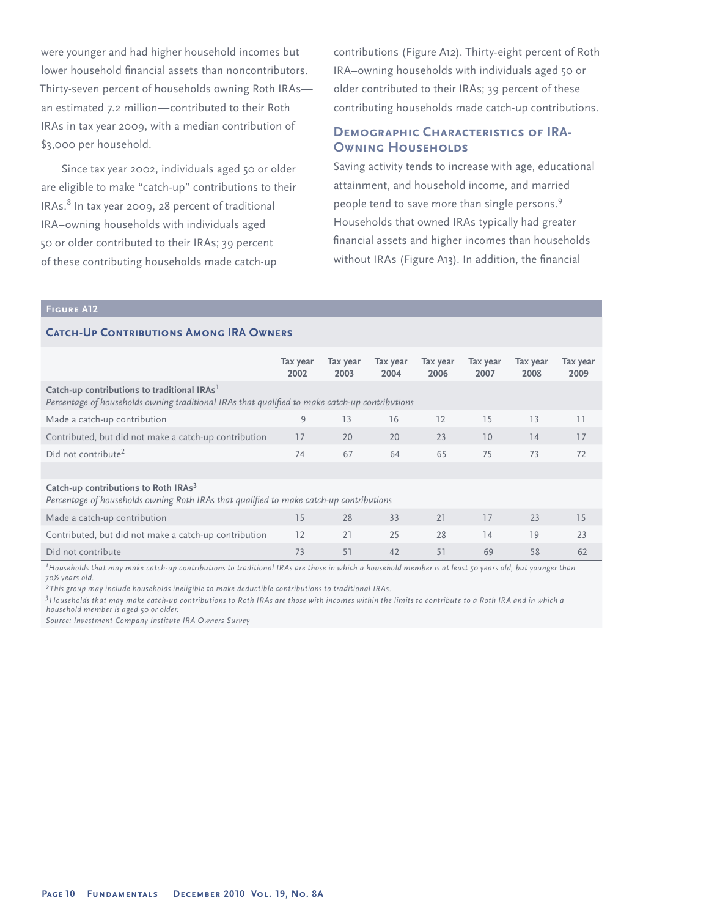were younger and had higher household incomes but lower household financial assets than noncontributors. Thirty-seven percent of households owning Roth IRAs—an estimated 7.2 million—contributed to their Roth IRAs in tax year 2009, with a median contribution of $3,000 per household.

Since tax year 2002, individuals aged 50 or older are eligible to make "catch-up" contributions to their IRAs.[8] In tax year 2009, 28 percent of traditional IRA–owning households with individuals aged 50 or older contributed to their IRAs; 39 percent of these contributing households made catch-up contributions (Figure A12). Thirty-eight percent of Roth IRA–owning households with individuals aged 50 or older contributed to their IRAs; 39 percent of these contributing households made catch-up contributions.

## Demographic Characteristics of IRA-Owning Households

Saving activity tends to increase with age, educational attainment, and household income, and married people tend to save more than single persons.[9] Households that owned IRAs typically had greater financial assets and higher incomes than households without IRAs (Figure A13). In addition, the financial

**Figure A12**

**Catch-Up Contributions Among IRA Owners**

| | Tax year 2002 | Tax year 2003 | Tax year 2004 | Tax year 2006 | Tax year 2007 | Tax year 2008 | Tax year 2009 |
|---|---|---|---|---|---|---|---|
| **Catch-up contributions to traditional IRAs[1]** *Percentage of households owning traditional IRAs that qualified to make catch-up contributions* | | | | | | | |
| Made a catch-up contribution | 9 | 13 | 16 | 12 | 15 | 13 | 11 |
| Contributed, but did not make a catch-up contribution | 17 | 20 | 20 | 23 | 10 | 14 | 17 |
| Did not contribute[2] | 74 | 67 | 64 | 65 | 75 | 73 | 72 |
| **Catch-up contributions to Roth IRAs[3]** *Percentage of households owning Roth IRAs that qualified to make catch-up contributions* | | | | | | | |
| Made a catch-up contribution | 15 | 28 | 33 | 21 | 17 | 23 | 15 |
| Contributed, but did not make a catch-up contribution | 12 | 21 | 25 | 28 | 14 | 19 | 23 |
| Did not contribute | 73 | 51 | 42 | 51 | 69 | 58 | 62 |

*[1]Households that may make catch-up contributions to traditional IRAs are those in which a household member is at least 50 years old, but younger than 70½ years old.*

*[2]This group may include households ineligible to make deductible contributions to traditional IRAs.*

*[3]Households that may make catch-up contributions to Roth IRAs are those with incomes within the limits to contribute to a Roth IRA and in which a household member is aged 50 or older.*

*Source: Investment Company Institute IRA Owners Survey*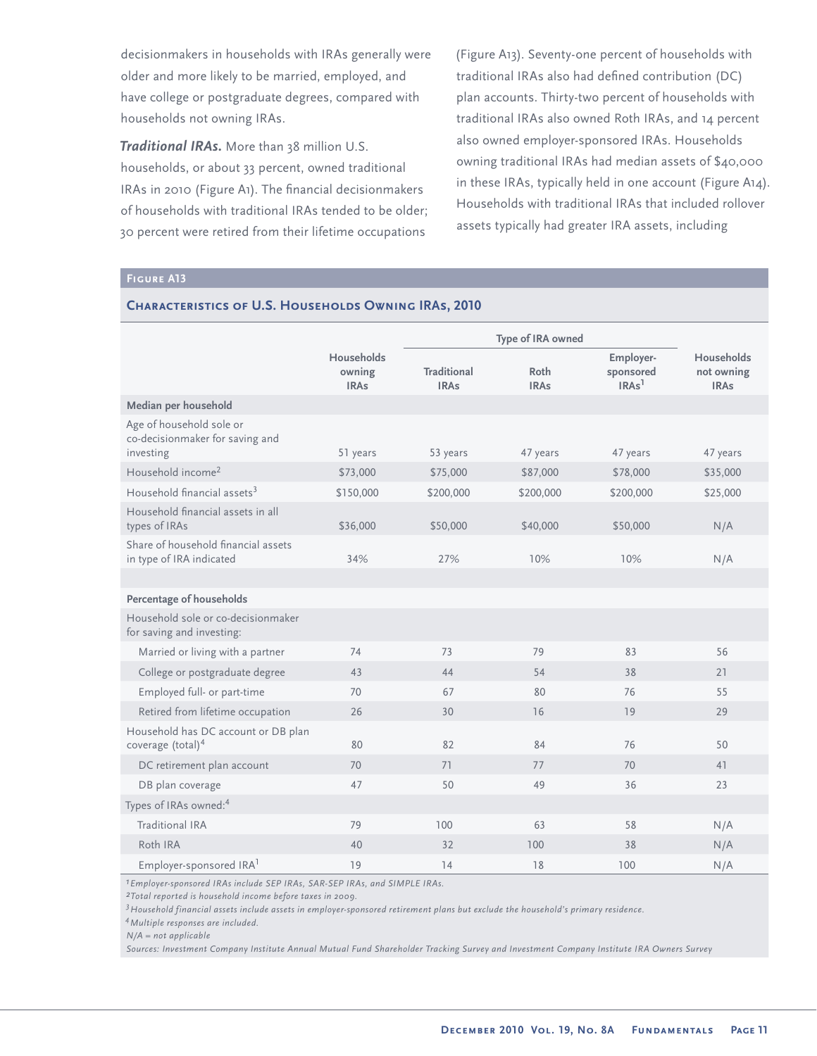decisionmakers in households with IRAs generally were older and more likely to be married, employed, and have college or postgraduate degrees, compared with households not owning IRAs.

***Traditional IRAs.*** More than 38 million U.S. households, or about 33 percent, owned traditional IRAs in 2010 (Figure A1). The financial decisionmakers of households with traditional IRAs tended to be older; 30 percent were retired from their lifetime occupations (Figure A13). Seventy-one percent of households with traditional IRAs also had defined contribution (DC) plan accounts. Thirty-two percent of households with traditional IRAs also owned Roth IRAs, and 14 percent also owned employer-sponsored IRAs. Households owning traditional IRAs had median assets of $40,000 in these IRAs, typically held in one account (Figure A14). Households with traditional IRAs that included rollover assets typically had greater IRA assets, including

**Figure A13**

**Characteristics of U.S. Households Owning IRAs, 2010**

| | Households owning IRAs | Type of IRA owned | | | Households not owning IRAs |
|---|---|---|---|---|---|
| | | Traditional IRAs | Roth IRAs | Employer-sponsored IRAs[1] | |
| **Median per household** | | | | | |
| Age of household sole or co-decisionmaker for saving and investing | 51 years | 53 years | 47 years | 47 years | 47 years |
| Household income[2] | $73,000 | $75,000 | $87,000 | $78,000 | $35,000 |
| Household financial assets[3] | $150,000 | $200,000 | $200,000 | $200,000 | $25,000 |
| Household financial assets in all types of IRAs | $36,000 | $50,000 | $40,000 | $50,000 | N/A |
| Share of household financial assets in type of IRA indicated | 34% | 27% | 10% | 10% | N/A |
| **Percentage of households** | | | | | |
| Household sole or co-decisionmaker for saving and investing: | | | | | |
| Married or living with a partner | 74 | 73 | 79 | 83 | 56 |
| College or postgraduate degree | 43 | 44 | 54 | 38 | 21 |
| Employed full- or part-time | 70 | 67 | 80 | 76 | 55 |
| Retired from lifetime occupation | 26 | 30 | 16 | 19 | 29 |
| Household has DC account or DB plan coverage (total)[4] | 80 | 82 | 84 | 76 | 50 |
| DC retirement plan account | 70 | 71 | 77 | 70 | 41 |
| DB plan coverage | 47 | 50 | 49 | 36 | 23 |
| Types of IRAs owned:[4] | | | | | |
| Traditional IRA | 79 | 100 | 63 | 58 | N/A |
| Roth IRA | 40 | 32 | 100 | 38 | N/A |
| Employer-sponsored IRA[1] | 19 | 14 | 18 | 100 | N/A |

*[1] Employer-sponsored IRAs include SEP IRAs, SAR-SEP IRAs, and SIMPLE IRAs.*
*[2] Total reported is household income before taxes in 2009.*
*[3] Household financial assets include assets in employer-sponsored retirement plans but exclude the household's primary residence.*
*[4] Multiple responses are included.*
*N/A = not applicable*
*Sources: Investment Company Institute Annual Mutual Fund Shareholder Tracking Survey and Investment Company Institute IRA Owners Survey*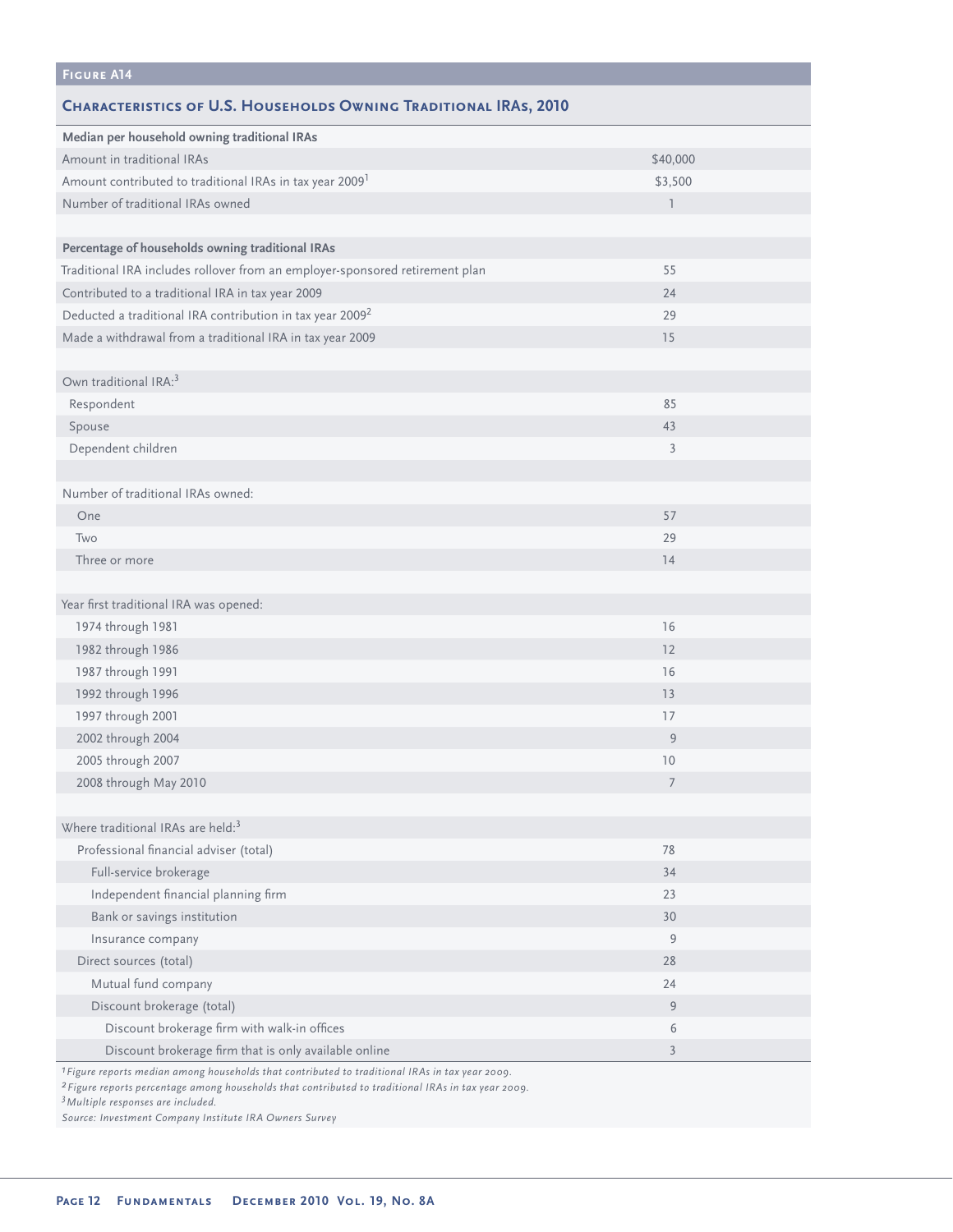**Figure A14**

## Characteristics of U.S. Households Owning Traditional IRAs, 2010

| | |
|---|---|
| **Median per household owning traditional IRAs** | |
| Amount in traditional IRAs | $40,000 |
| Amount contributed to traditional IRAs in tax year 2009[1] | $3,500 |
| Number of traditional IRAs owned | 1 |
| | |
| **Percentage of households owning traditional IRAs** | |
| Traditional IRA includes rollover from an employer-sponsored retirement plan | 55 |
| Contributed to a traditional IRA in tax year 2009 | 24 |
| Deducted a traditional IRA contribution in tax year 2009[2] | 29 |
| Made a withdrawal from a traditional IRA in tax year 2009 | 15 |
| | |
| Own traditional IRA:[3] | |
| Respondent | 85 |
| Spouse | 43 |
| Dependent children | 3 |
| | |
| Number of traditional IRAs owned: | |
| One | 57 |
| Two | 29 |
| Three or more | 14 |
| | |
| Year first traditional IRA was opened: | |
| 1974 through 1981 | 16 |
| 1982 through 1986 | 12 |
| 1987 through 1991 | 16 |
| 1992 through 1996 | 13 |
| 1997 through 2001 | 17 |
| 2002 through 2004 | 9 |
| 2005 through 2007 | 10 |
| 2008 through May 2010 | 7 |
| | |
| Where traditional IRAs are held:[3] | |
| Professional financial adviser (total) | 78 |
| Full-service brokerage | 34 |
| Independent financial planning firm | 23 |
| Bank or savings institution | 30 |
| Insurance company | 9 |
| Direct sources (total) | 28 |
| Mutual fund company | 24 |
| Discount brokerage (total) | 9 |
| Discount brokerage firm with walk-in offices | 6 |
| Discount brokerage firm that is only available online | 3 |

*[1] Figure reports median among households that contributed to traditional IRAs in tax year 2009.*
*[2] Figure reports percentage among households that contributed to traditional IRAs in tax year 2009.*
*[3] Multiple responses are included.*
*Source: Investment Company Institute IRA Owners Survey*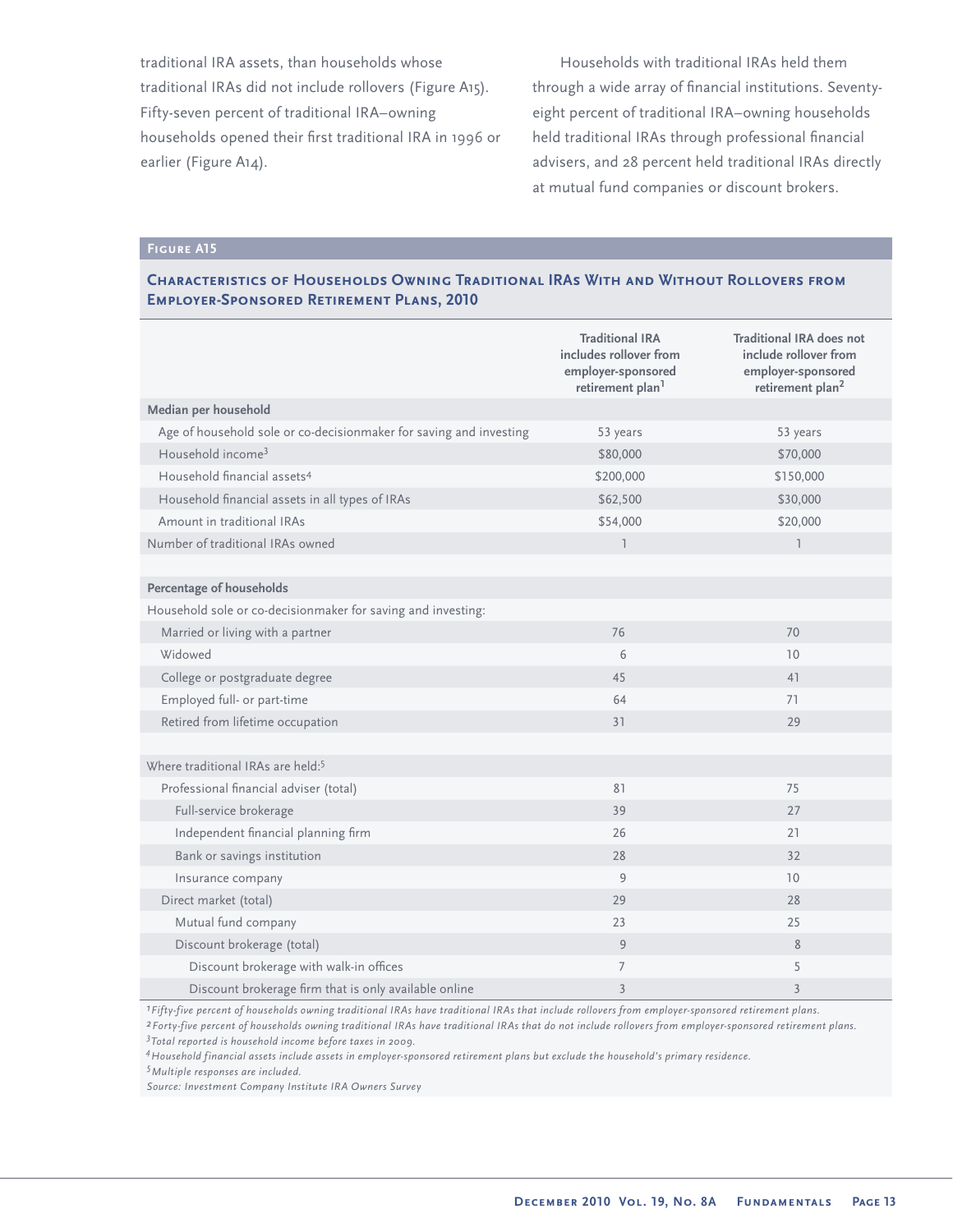traditional IRA assets, than households whose traditional IRAs did not include rollovers (Figure A15). Fifty-seven percent of traditional IRA–owning households opened their first traditional IRA in 1996 or earlier (Figure A14).

Households with traditional IRAs held them through a wide array of financial institutions. Seventy-eight percent of traditional IRA–owning households held traditional IRAs through professional financial advisers, and 28 percent held traditional IRAs directly at mutual fund companies or discount brokers.

**Figure A15**

**Characteristics of Households Owning Traditional IRAs With and Without Rollovers from Employer-Sponsored Retirement Plans, 2010**

| | Traditional IRA includes rollover from employer-sponsored retirement plan[1] | Traditional IRA does not include rollover from employer-sponsored retirement plan[2] |
|---|---|---|
| **Median per household** | | |
| Age of household sole or co-decisionmaker for saving and investing | 53 years | 53 years |
| Household income[3] | $80,000 | $70,000 |
| Household financial assets[4] | $200,000 | $150,000 |
| Household financial assets in all types of IRAs | $62,500 | $30,000 |
| Amount in traditional IRAs | $54,000 | $20,000 |
| Number of traditional IRAs owned | 1 | 1 |
| | | |
| **Percentage of households** | | |
| Household sole or co-decisionmaker for saving and investing: | | |
| Married or living with a partner | 76 | 70 |
| Widowed | 6 | 10 |
| College or postgraduate degree | 45 | 41 |
| Employed full- or part-time | 64 | 71 |
| Retired from lifetime occupation | 31 | 29 |
| | | |
| Where traditional IRAs are held:[5] | | |
| Professional financial adviser (total) | 81 | 75 |
| Full-service brokerage | 39 | 27 |
| Independent financial planning firm | 26 | 21 |
| Bank or savings institution | 28 | 32 |
| Insurance company | 9 | 10 |
| Direct market (total) | 29 | 28 |
| Mutual fund company | 23 | 25 |
| Discount brokerage (total) | 9 | 8 |
| Discount brokerage with walk-in offices | 7 | 5 |
| Discount brokerage firm that is only available online | 3 | 3 |

*[1] Fifty-five percent of households owning traditional IRAs have traditional IRAs that include rollovers from employer-sponsored retirement plans.*

*[2] Forty-five percent of households owning traditional IRAs have traditional IRAs that do not include rollovers from employer-sponsored retirement plans.*

*[3] Total reported is household income before taxes in 2009.*

*[4] Household financial assets include assets in employer-sponsored retirement plans but exclude the household's primary residence.*

*[5] Multiple responses are included.*

*Source: Investment Company Institute IRA Owners Survey*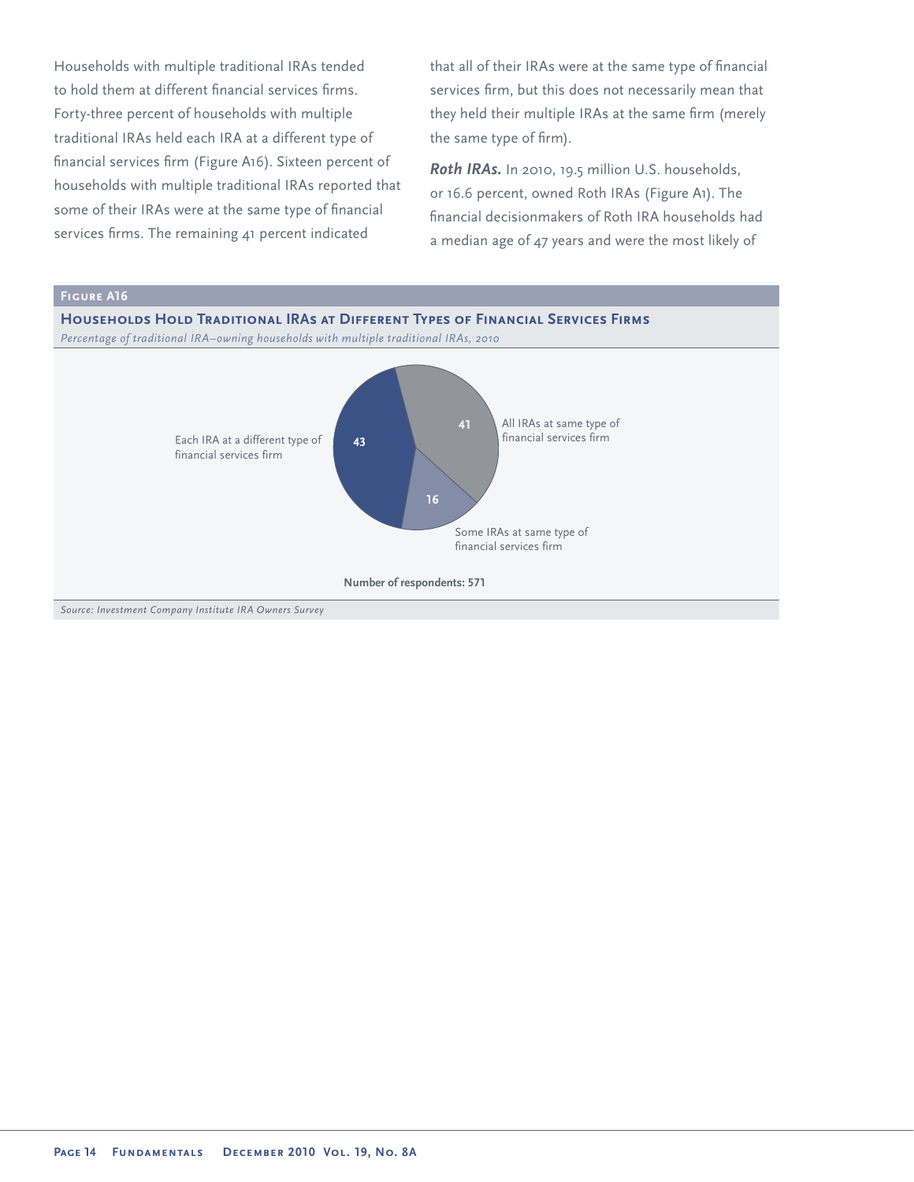Households with multiple traditional IRAs tended to hold them at different financial services firms. Forty-three percent of households with multiple traditional IRAs held each IRA at a different type of financial services firm (Figure A16). Sixteen percent of households with multiple traditional IRAs reported that some of their IRAs were at the same type of financial services firms. The remaining 41 percent indicated that all of their IRAs were at the same type of financial services firm, but this does not necessarily mean that they held their multiple IRAs at the same firm (merely the same type of firm).

***Roth IRAs.*** In 2010, 19.5 million U.S. households, or 16.6 percent, owned Roth IRAs (Figure A1). The financial decisionmakers of Roth IRA households had a median age of 47 years and were the most likely of

**Figure A16**

**Households Hold Traditional IRAs at Different Types of Financial Services Firms**

*Percentage of traditional IRA–owning households with multiple traditional IRAs, 2010*

| Category | Percent |
|---|---|
| Each IRA at a different type of financial services firm | 43 |
| All IRAs at same type of financial services firm | 41 |
| Some IRAs at same type of financial services firm | 16 |

**Number of respondents: 571**

*Source: Investment Company Institute IRA Owners Survey*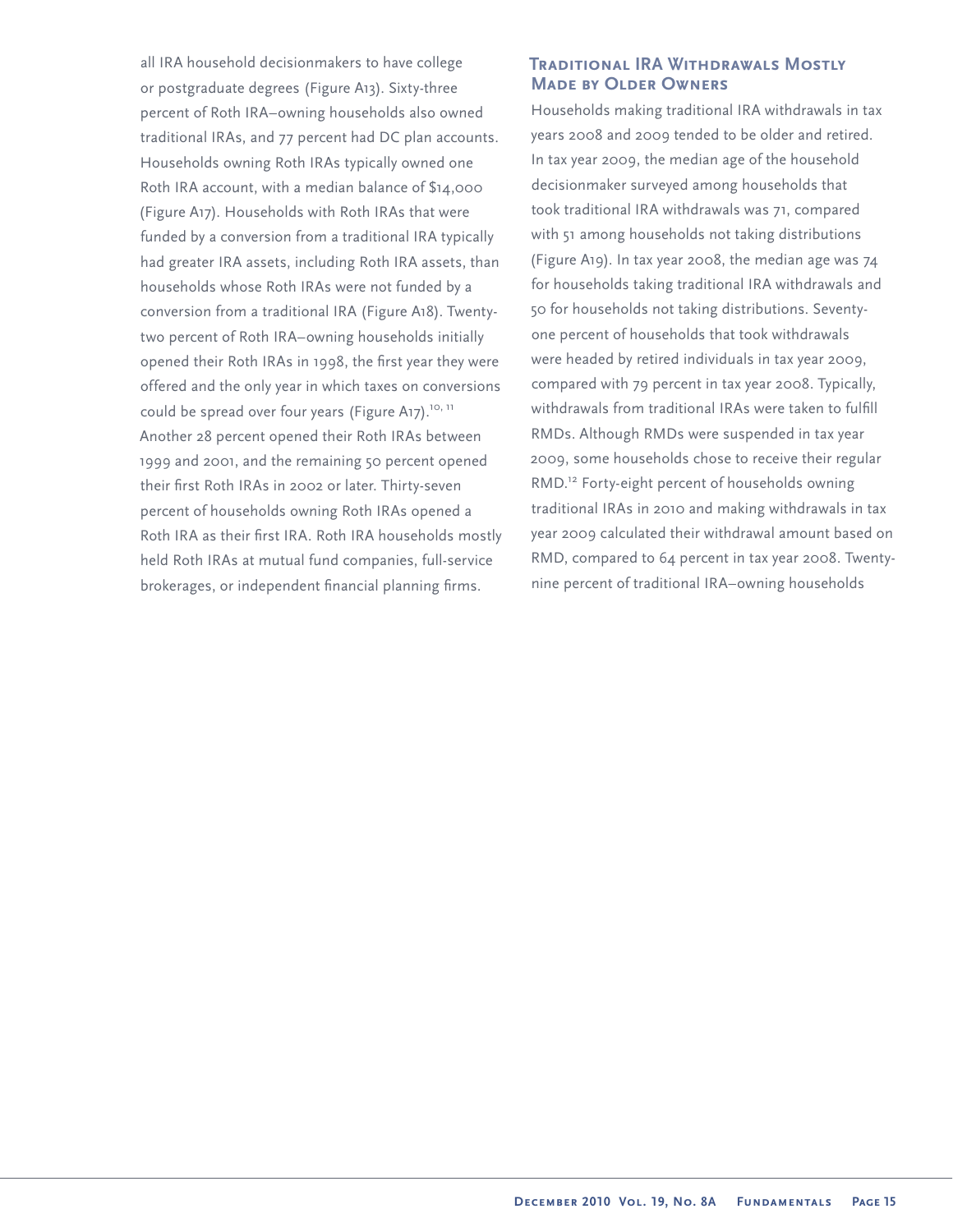all IRA household decisionmakers to have college or postgraduate degrees (Figure A13). Sixty-three percent of Roth IRA–owning households also owned traditional IRAs, and 77 percent had DC plan accounts. Households owning Roth IRAs typically owned one Roth IRA account, with a median balance of $14,000 (Figure A17). Households with Roth IRAs that were funded by a conversion from a traditional IRA typically had greater IRA assets, including Roth IRA assets, than households whose Roth IRAs were not funded by a conversion from a traditional IRA (Figure A18). Twenty-two percent of Roth IRA–owning households initially opened their Roth IRAs in 1998, the first year they were offered and the only year in which taxes on conversions could be spread over four years (Figure A17).[10, 11] Another 28 percent opened their Roth IRAs between 1999 and 2001, and the remaining 50 percent opened their first Roth IRAs in 2002 or later. Thirty-seven percent of households owning Roth IRAs opened a Roth IRA as their first IRA. Roth IRA households mostly held Roth IRAs at mutual fund companies, full-service brokerages, or independent financial planning firms.

### Traditional IRA Withdrawals Mostly Made by Older Owners

Households making traditional IRA withdrawals in tax years 2008 and 2009 tended to be older and retired. In tax year 2009, the median age of the household decisionmaker surveyed among households that took traditional IRA withdrawals was 71, compared with 51 among households not taking distributions (Figure A19). In tax year 2008, the median age was 74 for households taking traditional IRA withdrawals and 50 for households not taking distributions. Seventy-one percent of households that took withdrawals were headed by retired individuals in tax year 2009, compared with 79 percent in tax year 2008. Typically, withdrawals from traditional IRAs were taken to fulfill RMDs. Although RMDs were suspended in tax year 2009, some households chose to receive their regular RMD.[12] Forty-eight percent of households owning traditional IRAs in 2010 and making withdrawals in tax year 2009 calculated their withdrawal amount based on RMD, compared to 64 percent in tax year 2008. Twenty-nine percent of traditional IRA–owning households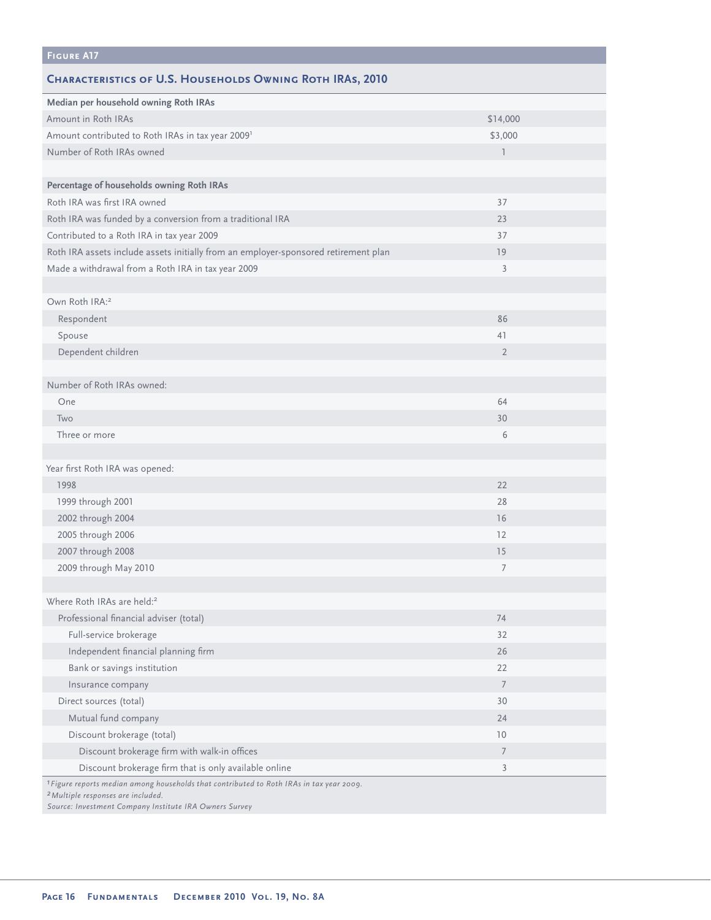**Figure A17**

## Characteristics of U.S. Households Owning Roth IRAs, 2010

| | |
|---|---|
| **Median per household owning Roth IRAs** | |
| Amount in Roth IRAs | $14,000 |
| Amount contributed to Roth IRAs in tax year 2009[1] | $3,000 |
| Number of Roth IRAs owned | 1 |
| | |
| **Percentage of households owning Roth IRAs** | |
| Roth IRA was first IRA owned | 37 |
| Roth IRA was funded by a conversion from a traditional IRA | 23 |
| Contributed to a Roth IRA in tax year 2009 | 37 |
| Roth IRA assets include assets initially from an employer-sponsored retirement plan | 19 |
| Made a withdrawal from a Roth IRA in tax year 2009 | 3 |
| | |
| Own Roth IRA:[2] | |
| Respondent | 86 |
| Spouse | 41 |
| Dependent children | 2 |
| | |
| Number of Roth IRAs owned: | |
| One | 64 |
| Two | 30 |
| Three or more | 6 |
| | |
| Year first Roth IRA was opened: | |
| 1998 | 22 |
| 1999 through 2001 | 28 |
| 2002 through 2004 | 16 |
| 2005 through 2006 | 12 |
| 2007 through 2008 | 15 |
| 2009 through May 2010 | 7 |
| | |
| Where Roth IRAs are held:[2] | |
| Professional financial adviser (total) | 74 |
| Full-service brokerage | 32 |
| Independent financial planning firm | 26 |
| Bank or savings institution | 22 |
| Insurance company | 7 |
| Direct sources (total) | 30 |
| Mutual fund company | 24 |
| Discount brokerage (total) | 10 |
| Discount brokerage firm with walk-in offices | 7 |
| Discount brokerage firm that is only available online | 3 |

[1] *Figure reports median among households that contributed to Roth IRAs in tax year 2009.*

[2] *Multiple responses are included.*

*Source: Investment Company Institute IRA Owners Survey*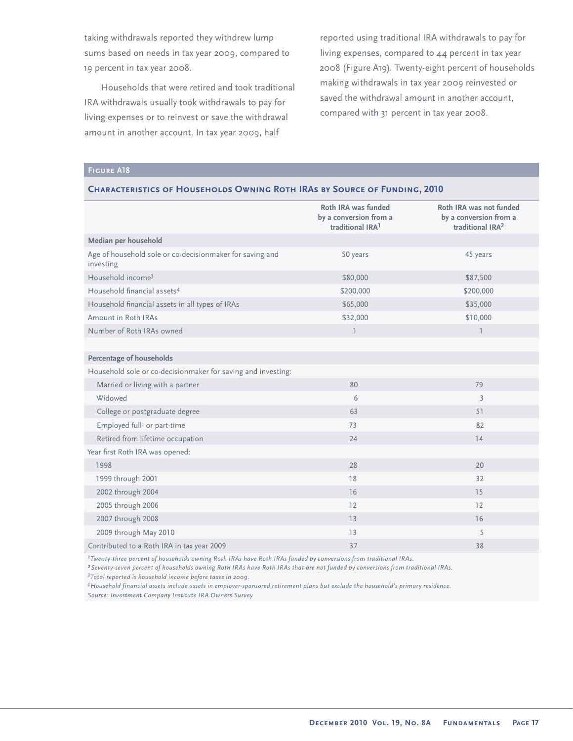taking withdrawals reported they withdrew lump sums based on needs in tax year 2009, compared to 19 percent in tax year 2008.

Households that were retired and took traditional IRA withdrawals usually took withdrawals to pay for living expenses or to reinvest or save the withdrawal amount in another account. In tax year 2009, half reported using traditional IRA withdrawals to pay for living expenses, compared to 44 percent in tax year 2008 (Figure A19). Twenty-eight percent of households making withdrawals in tax year 2009 reinvested or saved the withdrawal amount in another account, compared with 31 percent in tax year 2008.

**Figure A18**

**Characteristics of Households Owning Roth IRAs by Source of Funding, 2010**

| | Roth IRA was funded by a conversion from a traditional IRA[1] | Roth IRA was not funded by a conversion from a traditional IRA[2] |
|---|---|---|
| **Median per household** | | |
| Age of household sole or co-decisionmaker for saving and investing | 50 years | 45 years |
| Household income[3] | $80,000 | $87,500 |
| Household financial assets[4] | $200,000 | $200,000 |
| Household financial assets in all types of IRAs | $65,000 | $35,000 |
| Amount in Roth IRAs | $32,000 | $10,000 |
| Number of Roth IRAs owned | 1 | 1 |
| | | |
| **Percentage of households** | | |
| Household sole or co-decisionmaker for saving and investing: | | |
| Married or living with a partner | 80 | 79 |
| Widowed | 6 | 3 |
| College or postgraduate degree | 63 | 51 |
| Employed full- or part-time | 73 | 82 |
| Retired from lifetime occupation | 24 | 14 |
| Year first Roth IRA was opened: | | |
| 1998 | 28 | 20 |
| 1999 through 2001 | 18 | 32 |
| 2002 through 2004 | 16 | 15 |
| 2005 through 2006 | 12 | 12 |
| 2007 through 2008 | 13 | 16 |
| 2009 through May 2010 | 13 | 5 |
| Contributed to a Roth IRA in tax year 2009 | 37 | 38 |

*[1] Twenty-three percent of households owning Roth IRAs have Roth IRAs funded by conversions from traditional IRAs.*
*[2] Seventy-seven percent of households owning Roth IRAs have Roth IRAs that are not funded by conversions from traditional IRAs.*
*[3] Total reported is household income before taxes in 2009.*
*[4] Household financial assets include assets in employer-sponsored retirement plans but exclude the household's primary residence.*
*Source: Investment Company Institute IRA Owners Survey*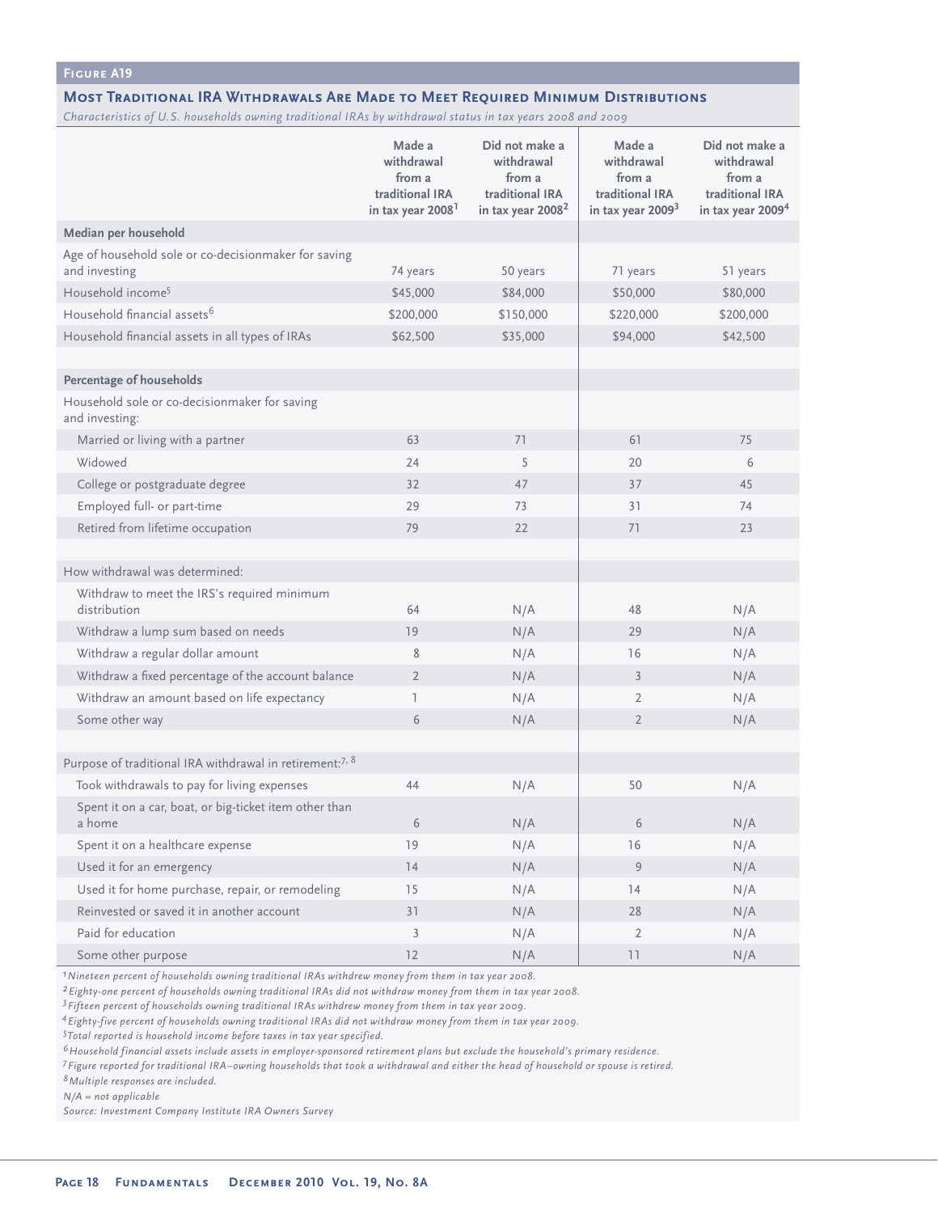**Figure A19**

## Most Traditional IRA Withdrawals Are Made to Meet Required Minimum Distributions

*Characteristics of U.S. households owning traditional IRAs by withdrawal status in tax years 2008 and 2009*

| | Made a withdrawal from a traditional IRA in tax year 2008[1] | Did not make a withdrawal from a traditional IRA in tax year 2008[2] | Made a withdrawal from a traditional IRA in tax year 2009[3] | Did not make a withdrawal from a traditional IRA in tax year 2009[4] |
|---|---|---|---|---|
| **Median per household** | | | | |
| Age of household sole or co-decisionmaker for saving and investing | 74 years | 50 years | 71 years | 51 years |
| Household income[5] | $45,000 | $84,000 | $50,000 | $80,000 |
| Household financial assets[6] | $200,000 | $150,000 | $220,000 | $200,000 |
| Household financial assets in all types of IRAs | $62,500 | $35,000 | $94,000 | $42,500 |
| **Percentage of households** | | | | |
| Household sole or co-decisionmaker for saving and investing: | | | | |
| Married or living with a partner | 63 | 71 | 61 | 75 |
| Widowed | 24 | 5 | 20 | 6 |
| College or postgraduate degree | 32 | 47 | 37 | 45 |
| Employed full- or part-time | 29 | 73 | 31 | 74 |
| Retired from lifetime occupation | 79 | 22 | 71 | 23 |
| How withdrawal was determined: | | | | |
| Withdraw to meet the IRS's required minimum distribution | 64 | N/A | 48 | N/A |
| Withdraw a lump sum based on needs | 19 | N/A | 29 | N/A |
| Withdraw a regular dollar amount | 8 | N/A | 16 | N/A |
| Withdraw a fixed percentage of the account balance | 2 | N/A | 3 | N/A |
| Withdraw an amount based on life expectancy | 1 | N/A | 2 | N/A |
| Some other way | 6 | N/A | 2 | N/A |
| Purpose of traditional IRA withdrawal in retirement:[7, 8] | | | | |
| Took withdrawals to pay for living expenses | 44 | N/A | 50 | N/A |
| Spent it on a car, boat, or big-ticket item other than a home | 6 | N/A | 6 | N/A |
| Spent it on a healthcare expense | 19 | N/A | 16 | N/A |
| Used it for an emergency | 14 | N/A | 9 | N/A |
| Used it for home purchase, repair, or remodeling | 15 | N/A | 14 | N/A |
| Reinvested or saved it in another account | 31 | N/A | 28 | N/A |
| Paid for education | 3 | N/A | 2 | N/A |
| Some other purpose | 12 | N/A | 11 | N/A |

*[1] Nineteen percent of households owning traditional IRAs withdrew money from them in tax year 2008.*

*[2] Eighty-one percent of households owning traditional IRAs did not withdraw money from them in tax year 2008.*

*[3] Fifteen percent of households owning traditional IRAs withdrew money from them in tax year 2009.*

*[4] Eighty-five percent of households owning traditional IRAs did not withdraw money from them in tax year 2009.*

*[5] Total reported is household income before taxes in tax year specified.*

*[6] Household financial assets include assets in employer-sponsored retirement plans but exclude the household's primary residence.*

*[7] Figure reported for traditional IRA–owning households that took a withdrawal and either the head of household or spouse is retired.*

*[8] Multiple responses are included.*

*N/A = not applicable*

*Source: Investment Company Institute IRA Owners Survey*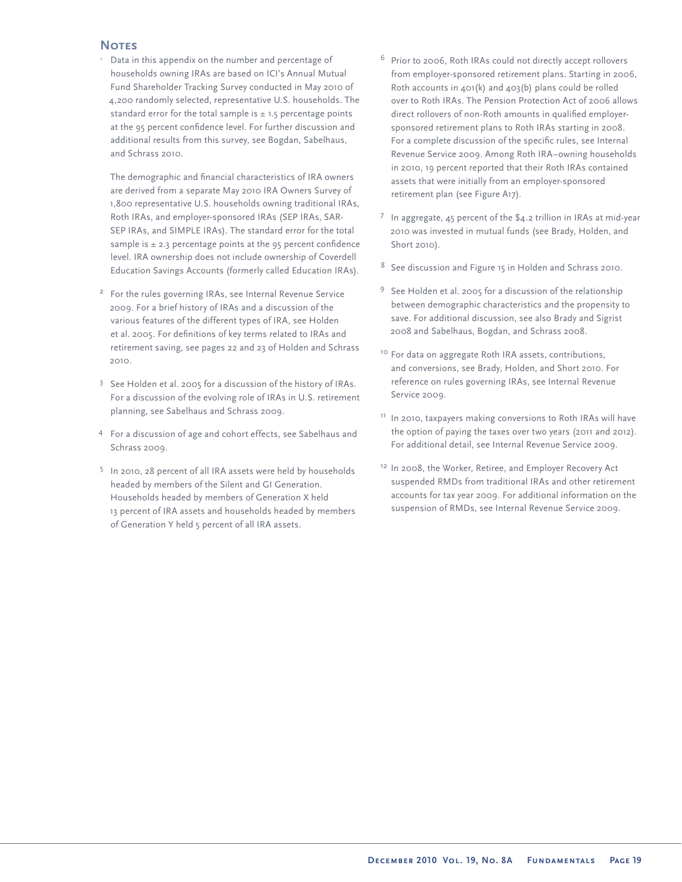## Notes

1 Data in this appendix on the number and percentage of households owning IRAs are based on ICI's Annual Mutual Fund Shareholder Tracking Survey conducted in May 2010 of 4,200 randomly selected, representative U.S. households. The standard error for the total sample is ± 1.5 percentage points at the 95 percent confidence level. For further discussion and additional results from this survey, see Bogdan, Sabelhaus, and Schrass 2010.

The demographic and financial characteristics of IRA owners are derived from a separate May 2010 IRA Owners Survey of 1,800 representative U.S. households owning traditional IRAs, Roth IRAs, and employer-sponsored IRAs (SEP IRAs, SAR-SEP IRAs, and SIMPLE IRAs). The standard error for the total sample is ± 2.3 percentage points at the 95 percent confidence level. IRA ownership does not include ownership of Coverdell Education Savings Accounts (formerly called Education IRAs).

2 For the rules governing IRAs, see Internal Revenue Service 2009. For a brief history of IRAs and a discussion of the various features of the different types of IRA, see Holden et al. 2005. For definitions of key terms related to IRAs and retirement saving, see pages 22 and 23 of Holden and Schrass 2010.

3 See Holden et al. 2005 for a discussion of the history of IRAs. For a discussion of the evolving role of IRAs in U.S. retirement planning, see Sabelhaus and Schrass 2009.

4 For a discussion of age and cohort effects, see Sabelhaus and Schrass 2009.

5 In 2010, 28 percent of all IRA assets were held by households headed by members of the Silent and GI Generation. Households headed by members of Generation X held 13 percent of IRA assets and households headed by members of Generation Y held 5 percent of all IRA assets.

6 Prior to 2006, Roth IRAs could not directly accept rollovers from employer-sponsored retirement plans. Starting in 2006, Roth accounts in 401(k) and 403(b) plans could be rolled over to Roth IRAs. The Pension Protection Act of 2006 allows direct rollovers of non-Roth amounts in qualified employer-sponsored retirement plans to Roth IRAs starting in 2008. For a complete discussion of the specific rules, see Internal Revenue Service 2009. Among Roth IRA–owning households in 2010, 19 percent reported that their Roth IRAs contained assets that were initially from an employer-sponsored retirement plan (see Figure A17).

7 In aggregate, 45 percent of the $4.2 trillion in IRAs at mid-year 2010 was invested in mutual funds (see Brady, Holden, and Short 2010).

8 See discussion and Figure 15 in Holden and Schrass 2010.

9 See Holden et al. 2005 for a discussion of the relationship between demographic characteristics and the propensity to save. For additional discussion, see also Brady and Sigrist 2008 and Sabelhaus, Bogdan, and Schrass 2008.

10 For data on aggregate Roth IRA assets, contributions, and conversions, see Brady, Holden, and Short 2010. For reference on rules governing IRAs, see Internal Revenue Service 2009.

11 In 2010, taxpayers making conversions to Roth IRAs will have the option of paying the taxes over two years (2011 and 2012). For additional detail, see Internal Revenue Service 2009.

12 In 2008, the Worker, Retiree, and Employer Recovery Act suspended RMDs from traditional IRAs and other retirement accounts for tax year 2009. For additional information on the suspension of RMDs, see Internal Revenue Service 2009.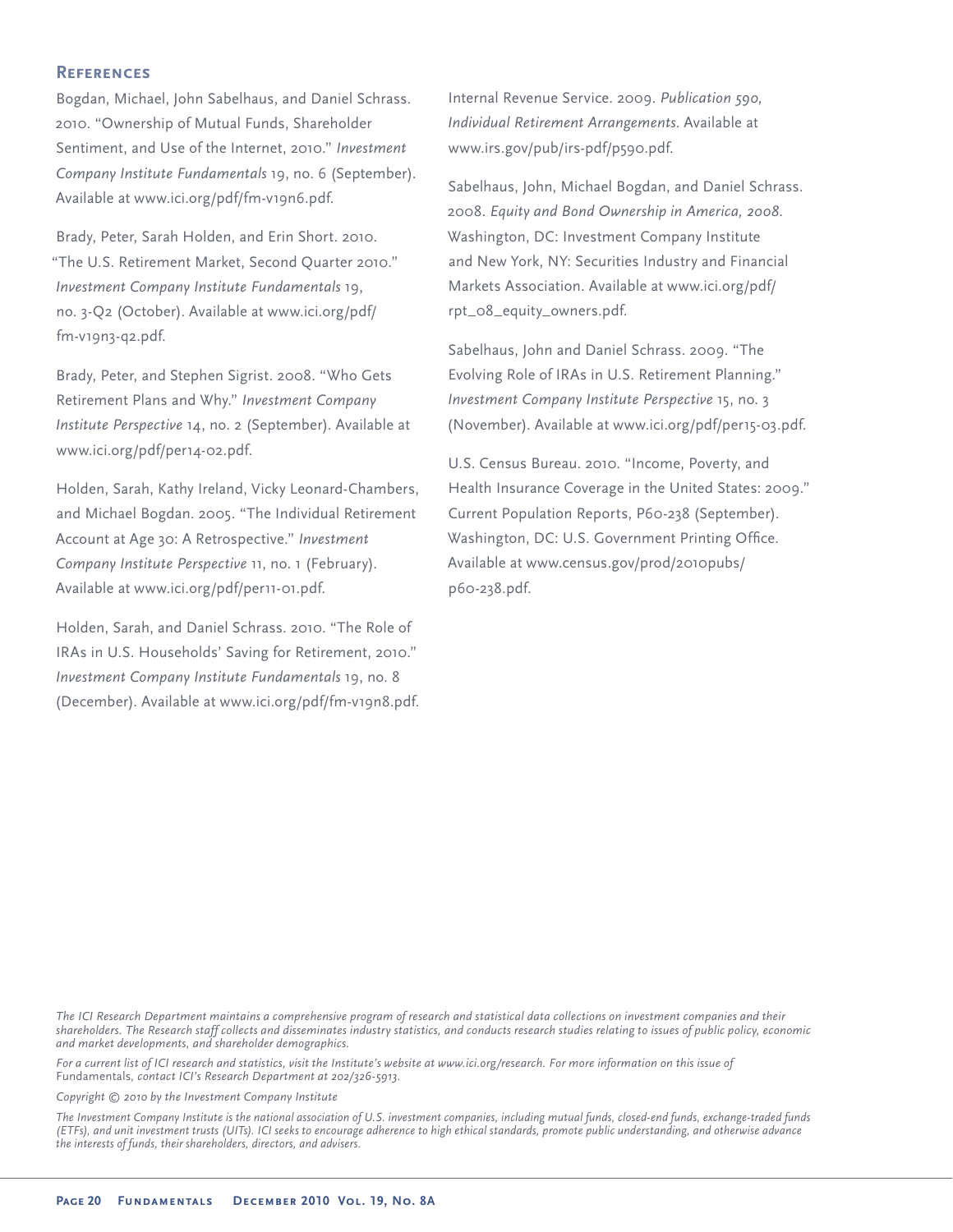## References

Bogdan, Michael, John Sabelhaus, and Daniel Schrass. 2010. "Ownership of Mutual Funds, Shareholder Sentiment, and Use of the Internet, 2010." *Investment Company Institute Fundamentals* 19, no. 6 (September). Available at www.ici.org/pdf/fm-v19n6.pdf.

Brady, Peter, Sarah Holden, and Erin Short. 2010. "The U.S. Retirement Market, Second Quarter 2010." *Investment Company Institute Fundamentals* 19, no. 3-Q2 (October). Available at www.ici.org/pdf/fm-v19n3-q2.pdf.

Brady, Peter, and Stephen Sigrist. 2008. "Who Gets Retirement Plans and Why." *Investment Company Institute Perspective* 14, no. 2 (September). Available at www.ici.org/pdf/per14-02.pdf.

Holden, Sarah, Kathy Ireland, Vicky Leonard-Chambers, and Michael Bogdan. 2005. "The Individual Retirement Account at Age 30: A Retrospective." *Investment Company Institute Perspective* 11, no. 1 (February). Available at www.ici.org/pdf/per11-01.pdf.

Holden, Sarah, and Daniel Schrass. 2010. "The Role of IRAs in U.S. Households' Saving for Retirement, 2010." *Investment Company Institute Fundamentals* 19, no. 8 (December). Available at www.ici.org/pdf/fm-v19n8.pdf.

Internal Revenue Service. 2009. *Publication 590, Individual Retirement Arrangements*. Available at www.irs.gov/pub/irs-pdf/p590.pdf.

Sabelhaus, John, Michael Bogdan, and Daniel Schrass. 2008. *Equity and Bond Ownership in America, 2008*. Washington, DC: Investment Company Institute and New York, NY: Securities Industry and Financial Markets Association. Available at www.ici.org/pdf/rpt_08_equity_owners.pdf.

Sabelhaus, John and Daniel Schrass. 2009. "The Evolving Role of IRAs in U.S. Retirement Planning." *Investment Company Institute Perspective* 15, no. 3 (November). Available at www.ici.org/pdf/per15-03.pdf.

U.S. Census Bureau. 2010. "Income, Poverty, and Health Insurance Coverage in the United States: 2009." Current Population Reports, P60-238 (September). Washington, DC: U.S. Government Printing Office. Available at www.census.gov/prod/2010pubs/p60-238.pdf.

*The ICI Research Department maintains a comprehensive program of research and statistical data collections on investment companies and their shareholders. The Research staff collects and disseminates industry statistics, and conducts research studies relating to issues of public policy, economic and market developments, and shareholder demographics.*

*For a current list of ICI research and statistics, visit the Institute's website at www.ici.org/research. For more information on this issue of* Fundamentals, *contact ICI's Research Department at 202/326-5913.*

*Copyright © 2010 by the Investment Company Institute*

*The Investment Company Institute is the national association of U.S. investment companies, including mutual funds, closed-end funds, exchange-traded funds (ETFs), and unit investment trusts (UITs). ICI seeks to encourage adherence to high ethical standards, promote public understanding, and otherwise advance the interests of funds, their shareholders, directors, and advisers.*